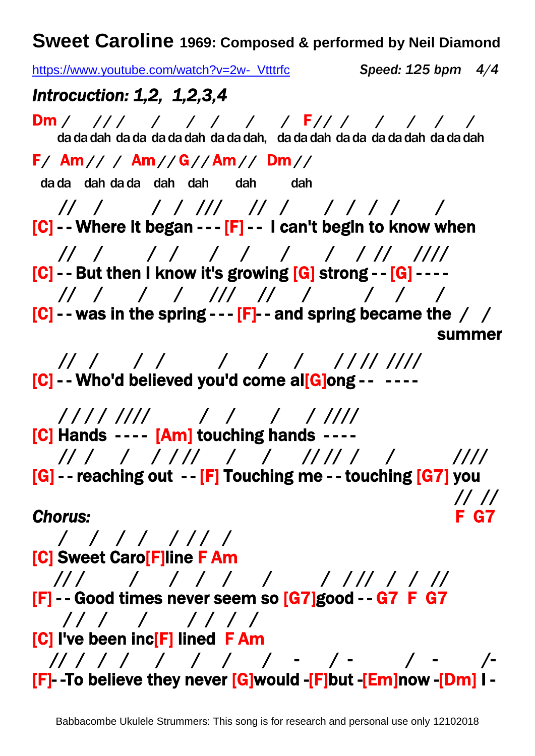# Sweet Caroline 1969: Composed & performed by Neil Diamond

https://www.youtube.com/watch?v=2w-_Vtttrfc *Speed: 125 bpm 4/4*

## *Introcuction: 1,2, 1,2,3,4*

```
Dm /     / / /     /     /   /     /     /  F / /  /     /     /     /     /
    da da dah  da da  da da dah  da da dah,  da da dah  da da  da da dah  da da dah

F /  Am / /  /  Am / / G / / Am / /  Dm / /
  da da   dah  da da   dah   dah      dah       dah

   / /   /         /  /  / / /    / /  /      /  /  /  /      /
[C] - - Where it began - - - [F] - -  I can't begin to know when

   / /   /         /  /      /    /      /       /   / / /    / / / /
[C] - - But then I know it's growing [G] strong - - [G] - - - -

   / /   /       /     /    / / /   / /     /          /    /      /
[C] - - was in the spring - - - [F]- - and spring became the  /  /
                                                               summer

   / /  /      /  /          /      /     /     / / / /  / / / /
[C] - - Who'd believed you'd come al[G]ong - -  - - - -

   / / / /  / / / /        /   /      /    /  / / / /
[C] Hands  - - - -  [Am] touching hands  - - - -

   / /  /     /   /  / / /     /     /     / / / /  /     /         / / / /
[G] - - reaching out  - - [F] Touching me - - touching [G7] you
                                                              / /  / /
```

## *Chorus:*

```
                                                              F  G7

   /   /   /  /   /  / /  /
[C] Sweet Caro[F]line F Am

  / / /      /     /  /  /     /       /  / / /  /  /  / /
[F] - - Good times never seem so [G7]good - - G7  F  G7

    / /  /     /     /  /  /  /
[C] I've been inc[F] lined  F Am

  / /  /  /  /     /     /    /    /    -    /  -      /  -    /-
[F]- -To believe they never [G]would -[F]but -[Em]now -[Dm] I -
```

Babbacombe Ukulele Strummers: This song is for research and personal use only 12102018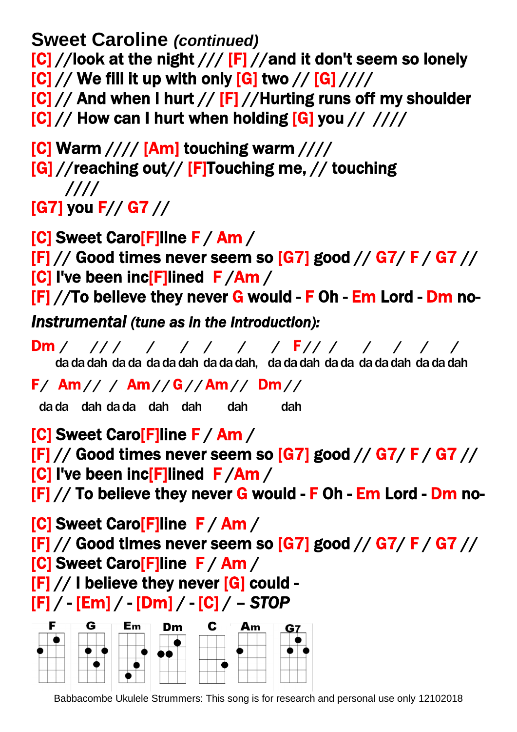## Sweet Caroline *(continued)*

[C] //look at the night /// [F] //and it don't seem so lonely
[C] // We fill it up with only [G] two // [G] ////
[C] // And when I hurt // [F] //Hurting runs off my shoulder
[C] // How can I hurt when holding [G] you // ////

[C] Warm //// [Am] touching warm ////
[G] //reaching out// [F]Touching me, // touching
////
[G7] you F// G7 //

[C] Sweet Caro[F]line F / Am /
[F] // Good times never seem so [G7] good // G7/ F / G7 //
[C] I've been inc[F]lined F /Am /
[F] //To believe they never G would - F Oh - Em Lord - Dm no-

***Instrumental*** *(tune as in the Introduction):*

Dm / /// / / / / / F// / / / / /
da da dah da da da da dah da da dah, da da dah da da da da dah da da dah

F/ Am// / Am// G// Am// Dm//
da da dah da da dah dah dah dah

[C] Sweet Caro[F]line F / Am /
[F] // Good times never seem so [G7] good // G7/ F / G7 //
[C] I've been inc[F]lined F /Am /
[F] // To believe they never G would - F Oh - Em Lord - Dm no-

[C] Sweet Caro[F]line F / Am /
[F] // Good times never seem so [G7] good // G7/ F / G7 //
[C] Sweet Caro[F]line F / Am /
[F] // I believe they never [G] could -
[F] / - [Em] / - [Dm] / - [C] / – *STOP*

F G Em Dm C Am G7

Babbacombe Ukulele Strummers: This song is for research and personal use only 12102018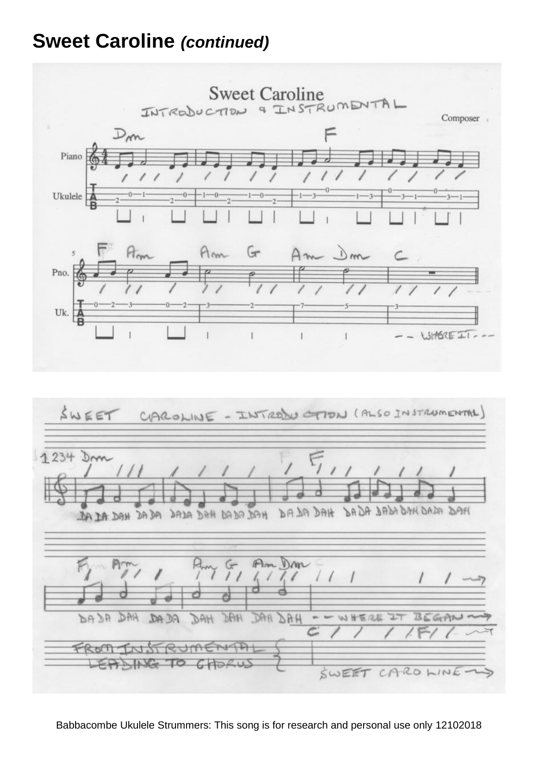# Sweet Caroline *(continued)*

Sweet Caroline
INTRODUCTION & INSTRUMENTAL

Composer

Dm F

Piano

Ukulele

5 F Am Am G Am Dm C

Pno.

Uk.

-- WHERE IT ---

SWEET CAROLINE - INTRODUCTION (ALSO INSTRUMENTAL)

1234 Dm F

DA DA DAH DA DA DA DA DAH DA DA DAH DA DA DAH DA DA DA DA DA DA DAH DA DA DAH

F Am Am G Am Dm C

DA DA DAH DA DA DAH DAH DAH DAH -- WHERE IT BEGAN →

C / / / / F / /

FROM INSTRUMENTAL LEADING TO CHORUS

SWEET CAROLINE →

Babbacombe Ukulele Strummers: This song is for research and personal use only 12102018